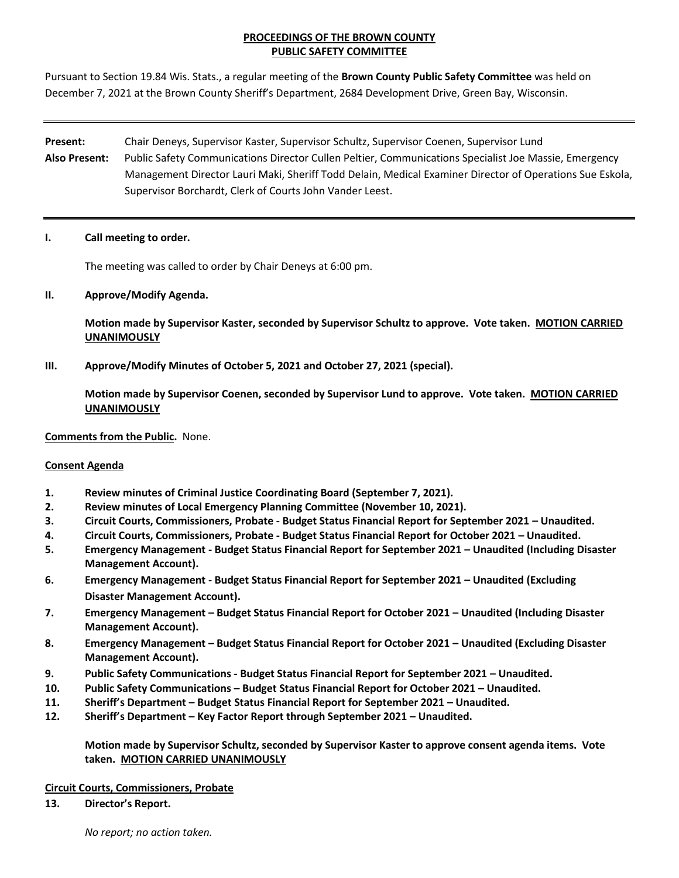**PROCEEDINGS OF THE BROWN COUNTY**
**PUBLIC SAFETY COMMITTEE**

Pursuant to Section 19.84 Wis. Stats., a regular meeting of the **Brown County Public Safety Committee** was held on December 7, 2021 at the Brown County Sheriff's Department, 2684 Development Drive, Green Bay, Wisconsin.

---

**Present:** Chair Deneys, Supervisor Kaster, Supervisor Schultz, Supervisor Coenen, Supervisor Lund

**Also Present:** Public Safety Communications Director Cullen Peltier, Communications Specialist Joe Massie, Emergency Management Director Lauri Maki, Sheriff Todd Delain, Medical Examiner Director of Operations Sue Eskola, Supervisor Borchardt, Clerk of Courts John Vander Leest.

---

**I. Call meeting to order.**

The meeting was called to order by Chair Deneys at 6:00 pm.

**II. Approve/Modify Agenda.**

**Motion made by Supervisor Kaster, seconded by Supervisor Schultz to approve. Vote taken. MOTION CARRIED UNANIMOUSLY**

**III. Approve/Modify Minutes of October 5, 2021 and October 27, 2021 (special).**

**Motion made by Supervisor Coenen, seconded by Supervisor Lund to approve. Vote taken. MOTION CARRIED UNANIMOUSLY**

**Comments from the Public.** None.

**Consent Agenda**

1. **Review minutes of Criminal Justice Coordinating Board (September 7, 2021).**
2. **Review minutes of Local Emergency Planning Committee (November 10, 2021).**
3. **Circuit Courts, Commissioners, Probate - Budget Status Financial Report for September 2021 – Unaudited.**
4. **Circuit Courts, Commissioners, Probate - Budget Status Financial Report for October 2021 – Unaudited.**
5. **Emergency Management - Budget Status Financial Report for September 2021 – Unaudited (Including Disaster Management Account).**
6. **Emergency Management - Budget Status Financial Report for September 2021 – Unaudited (Excluding Disaster Management Account).**
7. **Emergency Management – Budget Status Financial Report for October 2021 – Unaudited (Including Disaster Management Account).**
8. **Emergency Management – Budget Status Financial Report for October 2021 – Unaudited (Excluding Disaster Management Account).**
9. **Public Safety Communications - Budget Status Financial Report for September 2021 – Unaudited.**
10. **Public Safety Communications – Budget Status Financial Report for October 2021 – Unaudited.**
11. **Sheriff's Department – Budget Status Financial Report for September 2021 – Unaudited.**
12. **Sheriff's Department – Key Factor Report through September 2021 – Unaudited.**

**Motion made by Supervisor Schultz, seconded by Supervisor Kaster to approve consent agenda items. Vote taken. MOTION CARRIED UNANIMOUSLY**

**Circuit Courts, Commissioners, Probate**

13. **Director's Report.**

*No report; no action taken.*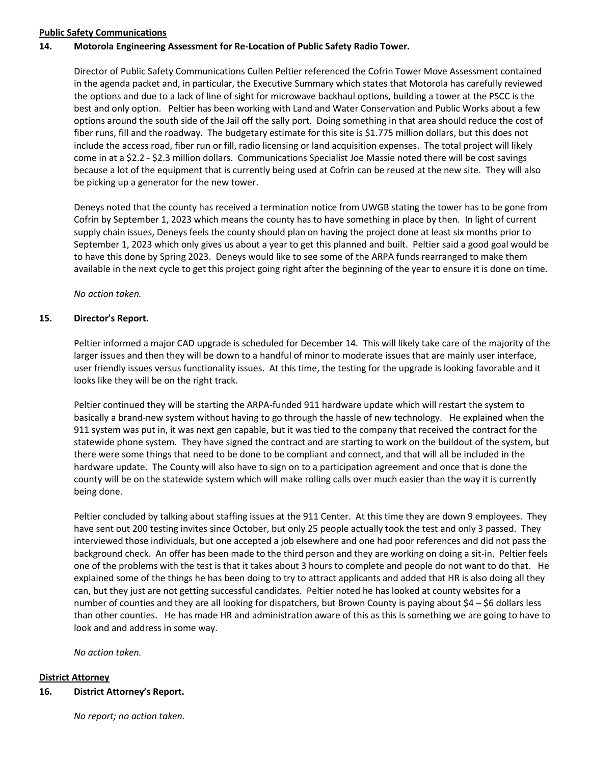**Public Safety Communications**

**14. Motorola Engineering Assessment for Re-Location of Public Safety Radio Tower.**

Director of Public Safety Communications Cullen Peltier referenced the Cofrin Tower Move Assessment contained in the agenda packet and, in particular, the Executive Summary which states that Motorola has carefully reviewed the options and due to a lack of line of sight for microwave backhaul options, building a tower at the PSCC is the best and only option. Peltier has been working with Land and Water Conservation and Public Works about a few options around the south side of the Jail off the sally port. Doing something in that area should reduce the cost of fiber runs, fill and the roadway. The budgetary estimate for this site is $1.775 million dollars, but this does not include the access road, fiber run or fill, radio licensing or land acquisition expenses. The total project will likely come in at a $2.2 - $2.3 million dollars. Communications Specialist Joe Massie noted there will be cost savings because a lot of the equipment that is currently being used at Cofrin can be reused at the new site. They will also be picking up a generator for the new tower.

Deneys noted that the county has received a termination notice from UWGB stating the tower has to be gone from Cofrin by September 1, 2023 which means the county has to have something in place by then. In light of current supply chain issues, Deneys feels the county should plan on having the project done at least six months prior to September 1, 2023 which only gives us about a year to get this planned and built. Peltier said a good goal would be to have this done by Spring 2023. Deneys would like to see some of the ARPA funds rearranged to make them available in the next cycle to get this project going right after the beginning of the year to ensure it is done on time.

*No action taken.*

**15. Director's Report.**

Peltier informed a major CAD upgrade is scheduled for December 14. This will likely take care of the majority of the larger issues and then they will be down to a handful of minor to moderate issues that are mainly user interface, user friendly issues versus functionality issues. At this time, the testing for the upgrade is looking favorable and it looks like they will be on the right track.

Peltier continued they will be starting the ARPA-funded 911 hardware update which will restart the system to basically a brand-new system without having to go through the hassle of new technology. He explained when the 911 system was put in, it was next gen capable, but it was tied to the company that received the contract for the statewide phone system. They have signed the contract and are starting to work on the buildout of the system, but there were some things that need to be done to be compliant and connect, and that will all be included in the hardware update. The County will also have to sign on to a participation agreement and once that is done the county will be on the statewide system which will make rolling calls over much easier than the way it is currently being done.

Peltier concluded by talking about staffing issues at the 911 Center. At this time they are down 9 employees. They have sent out 200 testing invites since October, but only 25 people actually took the test and only 3 passed. They interviewed those individuals, but one accepted a job elsewhere and one had poor references and did not pass the background check. An offer has been made to the third person and they are working on doing a sit-in. Peltier feels one of the problems with the test is that it takes about 3 hours to complete and people do not want to do that. He explained some of the things he has been doing to try to attract applicants and added that HR is also doing all they can, but they just are not getting successful candidates. Peltier noted he has looked at county websites for a number of counties and they are all looking for dispatchers, but Brown County is paying about $4 – $6 dollars less than other counties. He has made HR and administration aware of this as this is something we are going to have to look and and address in some way.

*No action taken.*

**District Attorney**

**16. District Attorney's Report.**

*No report; no action taken.*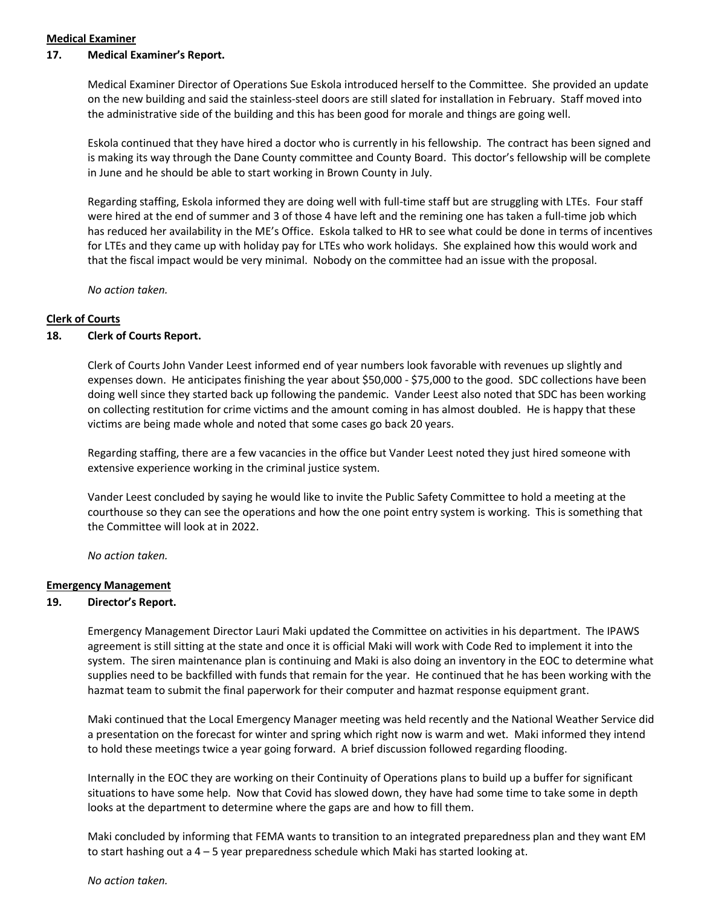**Medical Examiner**

**17. Medical Examiner's Report.**

Medical Examiner Director of Operations Sue Eskola introduced herself to the Committee. She provided an update on the new building and said the stainless-steel doors are still slated for installation in February. Staff moved into the administrative side of the building and this has been good for morale and things are going well.

Eskola continued that they have hired a doctor who is currently in his fellowship. The contract has been signed and is making its way through the Dane County committee and County Board. This doctor's fellowship will be complete in June and he should be able to start working in Brown County in July.

Regarding staffing, Eskola informed they are doing well with full-time staff but are struggling with LTEs. Four staff were hired at the end of summer and 3 of those 4 have left and the remining one has taken a full-time job which has reduced her availability in the ME's Office. Eskola talked to HR to see what could be done in terms of incentives for LTEs and they came up with holiday pay for LTEs who work holidays. She explained how this would work and that the fiscal impact would be very minimal. Nobody on the committee had an issue with the proposal.

*No action taken.*

**Clerk of Courts**

**18. Clerk of Courts Report.**

Clerk of Courts John Vander Leest informed end of year numbers look favorable with revenues up slightly and expenses down. He anticipates finishing the year about $50,000 - $75,000 to the good. SDC collections have been doing well since they started back up following the pandemic. Vander Leest also noted that SDC has been working on collecting restitution for crime victims and the amount coming in has almost doubled. He is happy that these victims are being made whole and noted that some cases go back 20 years.

Regarding staffing, there are a few vacancies in the office but Vander Leest noted they just hired someone with extensive experience working in the criminal justice system.

Vander Leest concluded by saying he would like to invite the Public Safety Committee to hold a meeting at the courthouse so they can see the operations and how the one point entry system is working. This is something that the Committee will look at in 2022.

*No action taken.*

**Emergency Management**

**19. Director's Report.**

Emergency Management Director Lauri Maki updated the Committee on activities in his department. The IPAWS agreement is still sitting at the state and once it is official Maki will work with Code Red to implement it into the system. The siren maintenance plan is continuing and Maki is also doing an inventory in the EOC to determine what supplies need to be backfilled with funds that remain for the year. He continued that he has been working with the hazmat team to submit the final paperwork for their computer and hazmat response equipment grant.

Maki continued that the Local Emergency Manager meeting was held recently and the National Weather Service did a presentation on the forecast for winter and spring which right now is warm and wet. Maki informed they intend to hold these meetings twice a year going forward. A brief discussion followed regarding flooding.

Internally in the EOC they are working on their Continuity of Operations plans to build up a buffer for significant situations to have some help. Now that Covid has slowed down, they have had some time to take some in depth looks at the department to determine where the gaps are and how to fill them.

Maki concluded by informing that FEMA wants to transition to an integrated preparedness plan and they want EM to start hashing out a 4 – 5 year preparedness schedule which Maki has started looking at.

*No action taken.*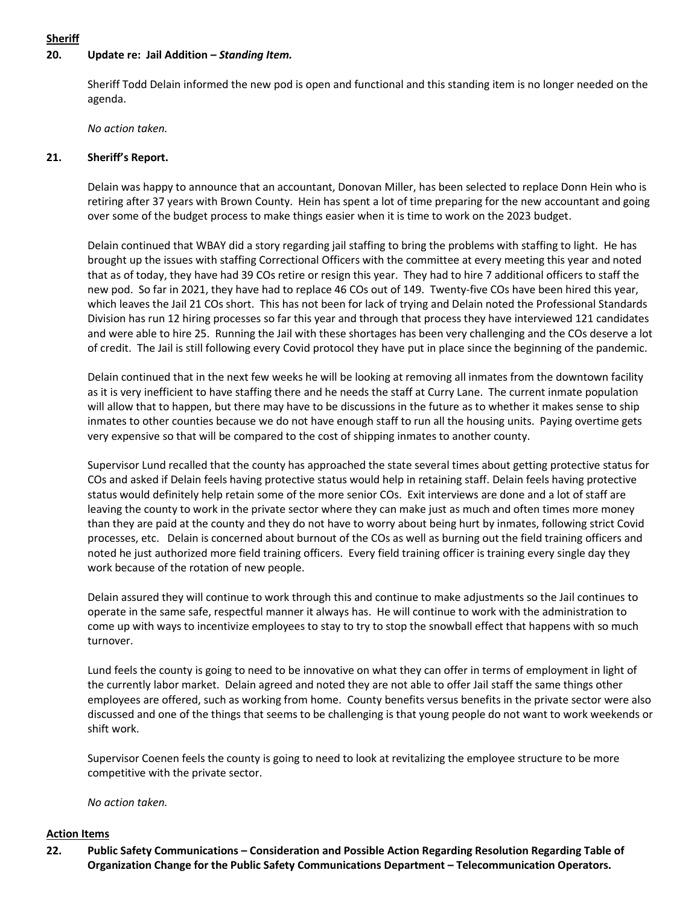**Sheriff**

**20. Update re: Jail Addition – *Standing Item.***

Sheriff Todd Delain informed the new pod is open and functional and this standing item is no longer needed on the agenda.

*No action taken.*

**21. Sheriff's Report.**

Delain was happy to announce that an accountant, Donovan Miller, has been selected to replace Donn Hein who is retiring after 37 years with Brown County. Hein has spent a lot of time preparing for the new accountant and going over some of the budget process to make things easier when it is time to work on the 2023 budget.

Delain continued that WBAY did a story regarding jail staffing to bring the problems with staffing to light. He has brought up the issues with staffing Correctional Officers with the committee at every meeting this year and noted that as of today, they have had 39 COs retire or resign this year. They had to hire 7 additional officers to staff the new pod. So far in 2021, they have had to replace 46 COs out of 149. Twenty-five COs have been hired this year, which leaves the Jail 21 COs short. This has not been for lack of trying and Delain noted the Professional Standards Division has run 12 hiring processes so far this year and through that process they have interviewed 121 candidates and were able to hire 25. Running the Jail with these shortages has been very challenging and the COs deserve a lot of credit. The Jail is still following every Covid protocol they have put in place since the beginning of the pandemic.

Delain continued that in the next few weeks he will be looking at removing all inmates from the downtown facility as it is very inefficient to have staffing there and he needs the staff at Curry Lane. The current inmate population will allow that to happen, but there may have to be discussions in the future as to whether it makes sense to ship inmates to other counties because we do not have enough staff to run all the housing units. Paying overtime gets very expensive so that will be compared to the cost of shipping inmates to another county.

Supervisor Lund recalled that the county has approached the state several times about getting protective status for COs and asked if Delain feels having protective status would help in retaining staff. Delain feels having protective status would definitely help retain some of the more senior COs. Exit interviews are done and a lot of staff are leaving the county to work in the private sector where they can make just as much and often times more money than they are paid at the county and they do not have to worry about being hurt by inmates, following strict Covid processes, etc. Delain is concerned about burnout of the COs as well as burning out the field training officers and noted he just authorized more field training officers. Every field training officer is training every single day they work because of the rotation of new people.

Delain assured they will continue to work through this and continue to make adjustments so the Jail continues to operate in the same safe, respectful manner it always has. He will continue to work with the administration to come up with ways to incentivize employees to stay to try to stop the snowball effect that happens with so much turnover.

Lund feels the county is going to need to be innovative on what they can offer in terms of employment in light of the currently labor market. Delain agreed and noted they are not able to offer Jail staff the same things other employees are offered, such as working from home. County benefits versus benefits in the private sector were also discussed and one of the things that seems to be challenging is that young people do not want to work weekends or shift work.

Supervisor Coenen feels the county is going to need to look at revitalizing the employee structure to be more competitive with the private sector.

*No action taken.*

**Action Items**

**22. Public Safety Communications – Consideration and Possible Action Regarding Resolution Regarding Table of Organization Change for the Public Safety Communications Department – Telecommunication Operators.**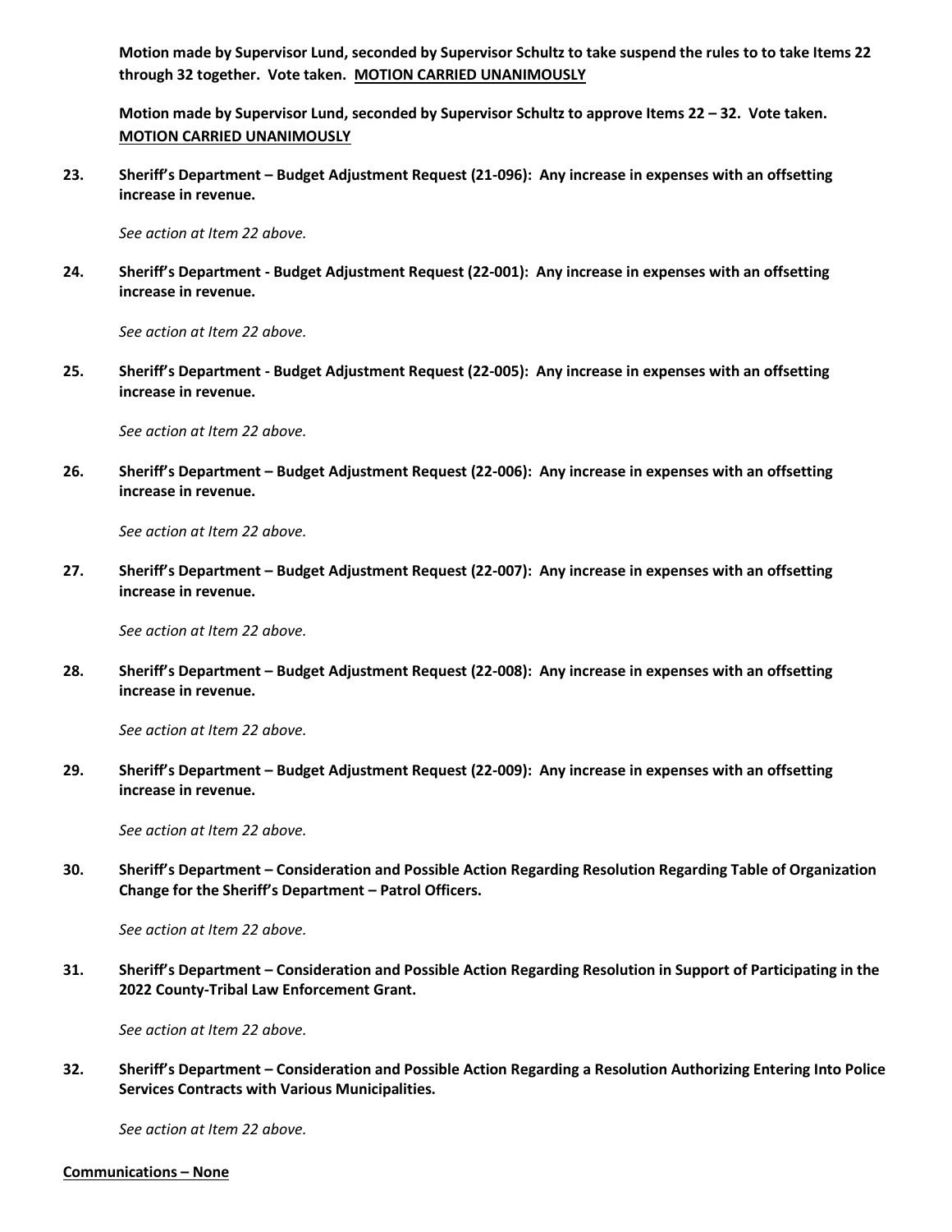**Motion made by Supervisor Lund, seconded by Supervisor Schultz to take suspend the rules to to take Items 22 through 32 together. Vote taken. <u>MOTION CARRIED UNANIMOUSLY</u>**

**Motion made by Supervisor Lund, seconded by Supervisor Schultz to approve Items 22 – 32. Vote taken. <u>MOTION CARRIED UNANIMOUSLY</u>**

**23. Sheriff's Department – Budget Adjustment Request (21-096): Any increase in expenses with an offsetting increase in revenue.**

*See action at Item 22 above.*

**24. Sheriff's Department - Budget Adjustment Request (22-001): Any increase in expenses with an offsetting increase in revenue.**

*See action at Item 22 above.*

**25. Sheriff's Department - Budget Adjustment Request (22-005): Any increase in expenses with an offsetting increase in revenue.**

*See action at Item 22 above.*

**26. Sheriff's Department – Budget Adjustment Request (22-006): Any increase in expenses with an offsetting increase in revenue.**

*See action at Item 22 above.*

**27. Sheriff's Department – Budget Adjustment Request (22-007): Any increase in expenses with an offsetting increase in revenue.**

*See action at Item 22 above.*

**28. Sheriff's Department – Budget Adjustment Request (22-008): Any increase in expenses with an offsetting increase in revenue.**

*See action at Item 22 above.*

**29. Sheriff's Department – Budget Adjustment Request (22-009): Any increase in expenses with an offsetting increase in revenue.**

*See action at Item 22 above.*

**30. Sheriff's Department – Consideration and Possible Action Regarding Resolution Regarding Table of Organization Change for the Sheriff's Department – Patrol Officers.**

*See action at Item 22 above.*

**31. Sheriff's Department – Consideration and Possible Action Regarding Resolution in Support of Participating in the 2022 County-Tribal Law Enforcement Grant.**

*See action at Item 22 above.*

**32. Sheriff's Department – Consideration and Possible Action Regarding a Resolution Authorizing Entering Into Police Services Contracts with Various Municipalities.**

*See action at Item 22 above.*

**<u>Communications – None</u>**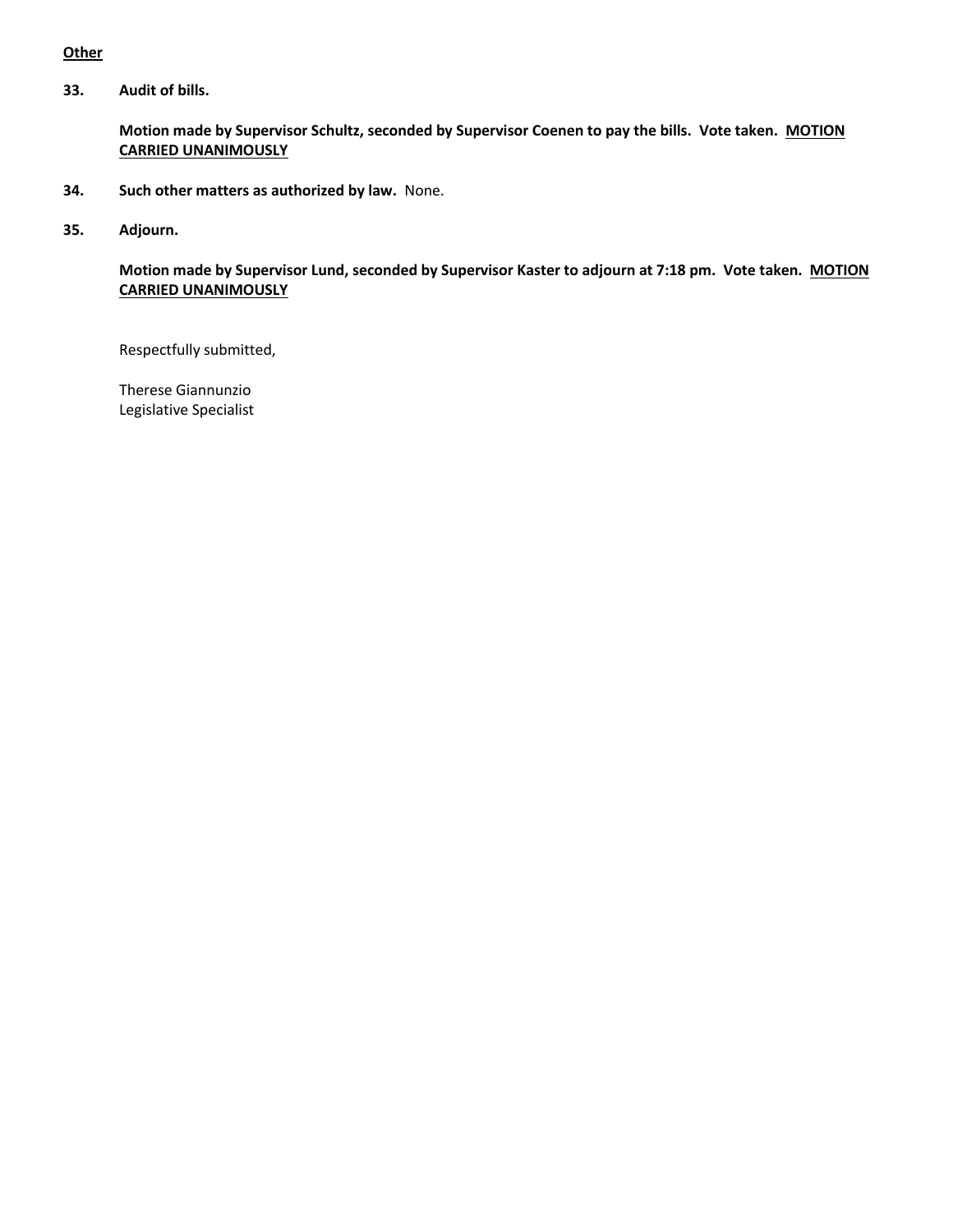**Other**

**33. Audit of bills.**

**Motion made by Supervisor Schultz, seconded by Supervisor Coenen to pay the bills. Vote taken. MOTION CARRIED UNANIMOUSLY**

**34. Such other matters as authorized by law.** None.

**35. Adjourn.**

**Motion made by Supervisor Lund, seconded by Supervisor Kaster to adjourn at 7:18 pm. Vote taken. MOTION CARRIED UNANIMOUSLY**

Respectfully submitted,

Therese Giannunzio
Legislative Specialist